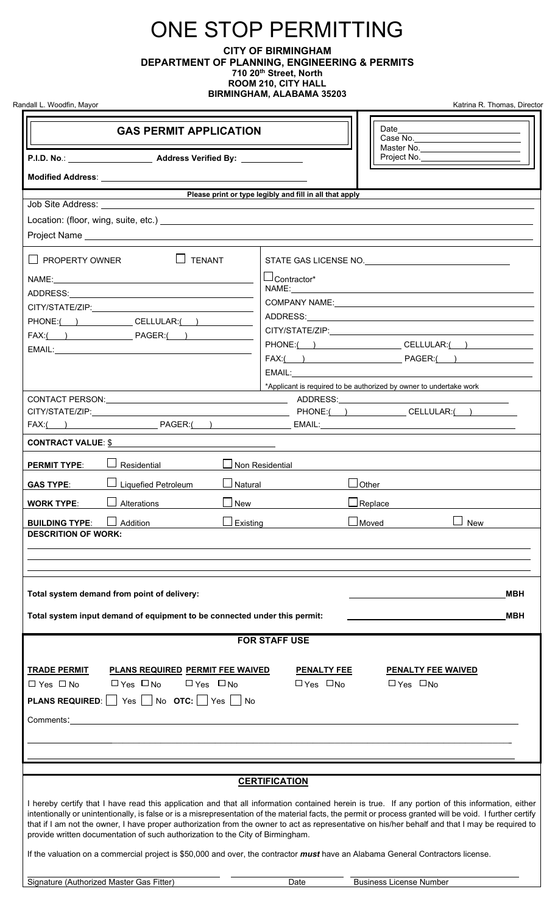# ONE STOP PERMITTING

**CITY OF BIRMINGHAM**
**DEPARTMENT OF PLANNING, ENGINEERING & PERMITS**
**710 20th Street, North**
**ROOM 210, CITY HALL**
**BIRMINGHAM, ALABAMA 35203**

Randall L. Woodfin, Mayor — Katrina R. Thomas, Director

## GAS PERMIT APPLICATION

**P.I.D. No**.: \_\_\_\_\_\_\_\_\_\_ **Address Verified By:** \_\_\_\_\_\_\_\_\_\_

**Modified Address**: \_\_\_\_\_\_\_\_\_\_

Date\_\_\_\_\_\_\_\_\_\_
Case No.\_\_\_\_\_\_\_\_\_\_
Master No.\_\_\_\_\_\_\_\_\_\_
Project No.\_\_\_\_\_\_\_\_\_\_

**Please print or type legibly and fill in all that apply**

Job Site Address: \_\_\_\_\_\_\_\_\_\_

Location: (floor, wing, suite, etc.) \_\_\_\_\_\_\_\_\_\_

Project Name \_\_\_\_\_\_\_\_\_\_

☐ PROPERTY OWNER ☐ TENANT

NAME: \_\_\_\_\_\_\_\_\_\_
ADDRESS: \_\_\_\_\_\_\_\_\_\_
CITY/STATE/ZIP: \_\_\_\_\_\_\_\_\_\_
PHONE:( ) \_\_\_\_\_\_ CELLULAR:( ) \_\_\_\_\_\_
FAX:( ) \_\_\_\_\_\_ PAGER:( ) \_\_\_\_\_\_
EMAIL: \_\_\_\_\_\_\_\_\_\_

STATE GAS LICENSE NO. \_\_\_\_\_\_\_\_\_\_

☐ Contractor*
NAME: \_\_\_\_\_\_\_\_\_\_
COMPANY NAME: \_\_\_\_\_\_\_\_\_\_
ADDRESS: \_\_\_\_\_\_\_\_\_\_
CITY/STATE/ZIP: \_\_\_\_\_\_\_\_\_\_
PHONE:( ) \_\_\_\_\_\_ CELLULAR:( ) \_\_\_\_\_\_
FAX:( ) \_\_\_\_\_\_ PAGER:( ) \_\_\_\_\_\_
EMAIL: \_\_\_\_\_\_\_\_\_\_

*Applicant is required to be authorized by owner to undertake work

CONTACT PERSON: \_\_\_\_\_\_\_\_\_\_ ADDRESS: \_\_\_\_\_\_\_\_\_\_
CITY/STATE/ZIP: \_\_\_\_\_\_\_\_\_\_ PHONE:( ) \_\_\_\_\_\_ CELLULAR:( ) \_\_\_\_\_\_
FAX:( ) \_\_\_\_\_\_ PAGER:( ) \_\_\_\_\_\_ EMAIL: \_\_\_\_\_\_\_\_\_\_

**CONTRACT VALUE**: $ \_\_\_\_\_\_\_\_\_\_

**PERMIT TYPE**: ☐ Residential ☐ Non Residential

**GAS TYPE**: ☐ Liquefied Petroleum ☐ Natural ☐ Other

**WORK TYPE**: ☐ Alterations ☐ New ☐ Replace

**BUILDING TYPE**: ☐ Addition ☐ Existing ☐ Moved ☐ New

**DESCRITION OF WORK:**

\_\_\_\_\_\_\_\_\_\_

**Total system demand from point of delivery:** \_\_\_\_\_\_\_\_\_\_ **MBH**

**Total system input demand of equipment to be connected under this permit:** \_\_\_\_\_\_\_\_\_\_ **MBH**

### FOR STAFF USE

| **TRADE PERMIT** | **PLANS REQUIRED** | **PERMIT FEE WAIVED** | **PENALTY FEE** | **PENALTY FEE WAIVED** |
|---|---|---|---|---|
| ☐ Yes ☐ No | ☐ Yes ☐ No | ☐ Yes ☐ No | ☐ Yes ☐ No | ☐ Yes ☐ No |

**PLANS REQUIRED**: ☐ Yes ☐ No **OTC:** ☐ Yes ☐ No

Comments: \_\_\_\_\_\_\_\_\_\_

### CERTIFICATION

I hereby certify that I have read this application and that all information contained herein is true. If any portion of this information, either intentionally or unintentionally, is false or is a misrepresentation of the material facts, the permit or process granted will be void. I further certify that if I am not the owner, I have proper authorization from the owner to act as representative on his/her behalf and that I may be required to provide written documentation of such authorization to the City of Birmingham.

If the valuation on a commercial project is $50,000 and over, the contractor ***must*** have an Alabama General Contractors license.

\_\_\_\_\_\_\_\_\_\_ Signature (Authorized Master Gas Fitter) \_\_\_\_\_\_\_\_\_\_ Date \_\_\_\_\_\_\_\_\_\_ Business License Number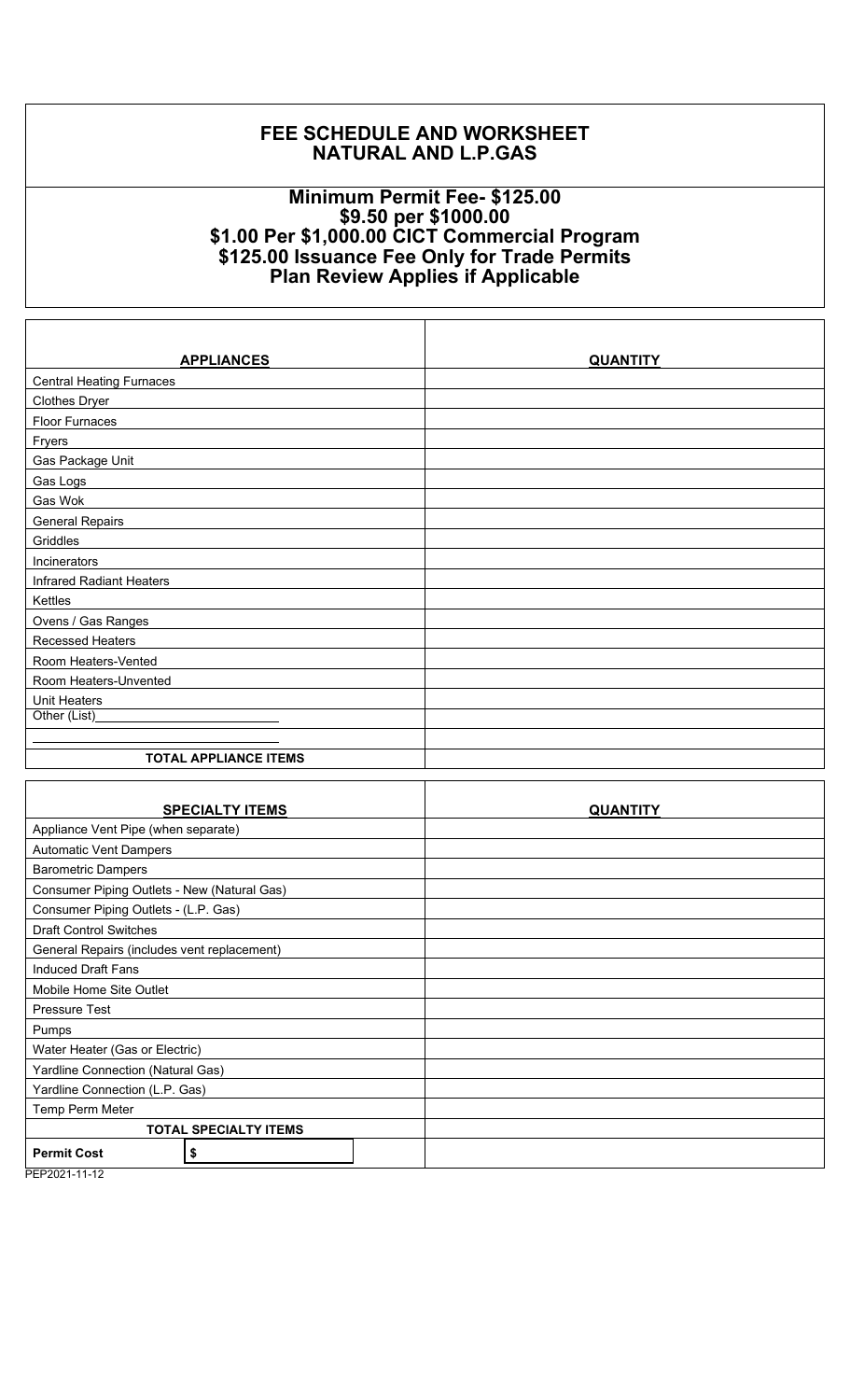# FEE SCHEDULE AND WORKSHEET
# NATURAL AND L.P.GAS

**Minimum Permit Fee- $125.00**
**$9.50 per $1000.00**
**$1.00 Per $1,000.00 CICT Commercial Program**
**$125.00 Issuance Fee Only for Trade Permits**
**Plan Review Applies if Applicable**

| APPLIANCES | QUANTITY |
|---|---|
| Central Heating Furnaces | |
| Clothes Dryer | |
| Floor Furnaces | |
| Fryers | |
| Gas Package Unit | |
| Gas Logs | |
| Gas Wok | |
| General Repairs | |
| Griddles | |
| Incinerators | |
| Infrared Radiant Heaters | |
| Kettles | |
| Ovens / Gas Ranges | |
| Recessed Heaters | |
| Room Heaters-Vented | |
| Room Heaters-Unvented | |
| Unit Heaters | |
| Other (List)________________ | |
| ________________ | |
| **TOTAL APPLIANCE ITEMS** | |

| SPECIALTY ITEMS | QUANTITY |
|---|---|
| Appliance Vent Pipe (when separate) | |
| Automatic Vent Dampers | |
| Barometric Dampers | |
| Consumer Piping Outlets - New (Natural Gas) | |
| Consumer Piping Outlets - (L.P. Gas) | |
| Draft Control Switches | |
| General Repairs (includes vent replacement) | |
| Induced Draft Fans | |
| Mobile Home Site Outlet | |
| Pressure Test | |
| Pumps | |
| Water Heater (Gas or Electric) | |
| Yardline Connection (Natural Gas) | |
| Yardline Connection (L.P. Gas) | |
| Temp Perm Meter | |
| **TOTAL SPECIALTY ITEMS** | |
| **Permit Cost** $ | |

PEP2021-11-12